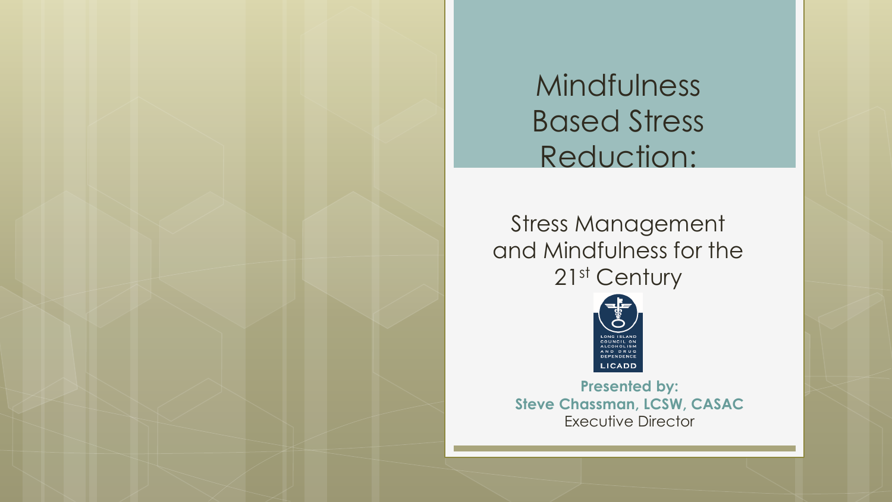# Mindfulness Based Stress Reduction:

## Stress Management and Mindfulness for the 21st Century

LONG ISLAND COUNCIL ON ALCOHOLISM AND DRUG DEPENDENCE

LICADD

**Presented by:**
**Steve Chassman, LCSW, CASAC**
Executive Director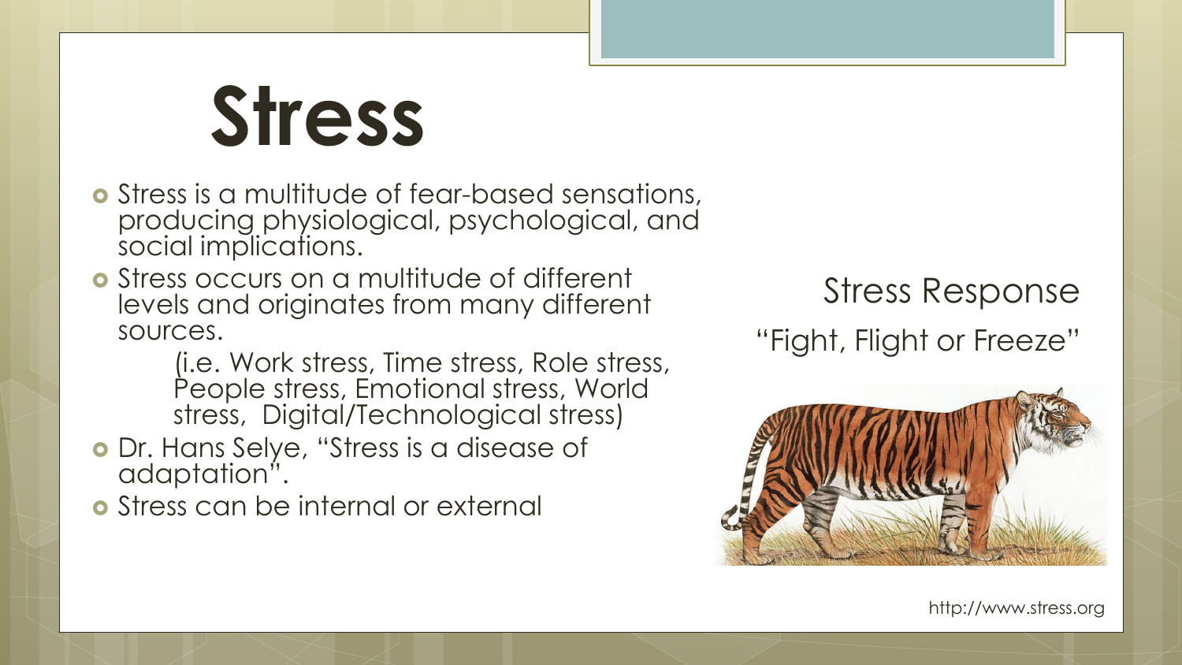# Stress

- Stress is a multitude of fear-based sensations, producing physiological, psychological, and social implications.
- Stress occurs on a multitude of different levels and originates from many different sources.

  (i.e. Work stress, Time stress, Role stress, People stress, Emotional stress, World stress, Digital/Technological stress)
- Dr. Hans Selye, "Stress is a disease of adaptation".
- Stress can be internal or external

Stress Response

"Fight, Flight or Freeze"

http://www.stress.org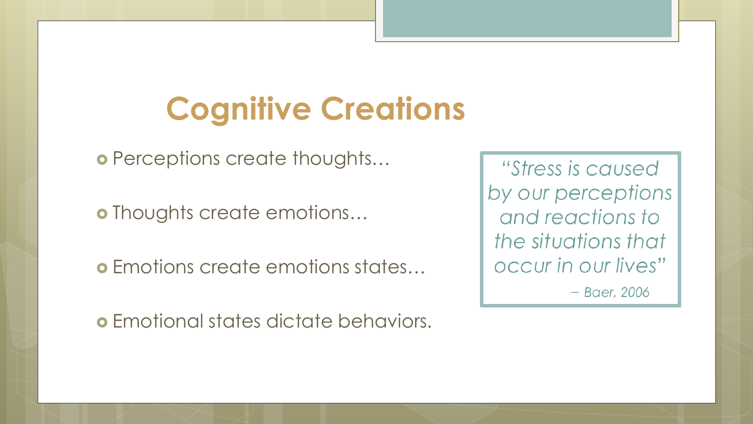# Cognitive Creations

- Perceptions create thoughts…
- Thoughts create emotions…
- Emotions create emotions states…
- Emotional states dictate behaviors.

> *"Stress is caused by our perceptions and reactions to the situations that occur in our lives"*
>
> *– Baer, 2006*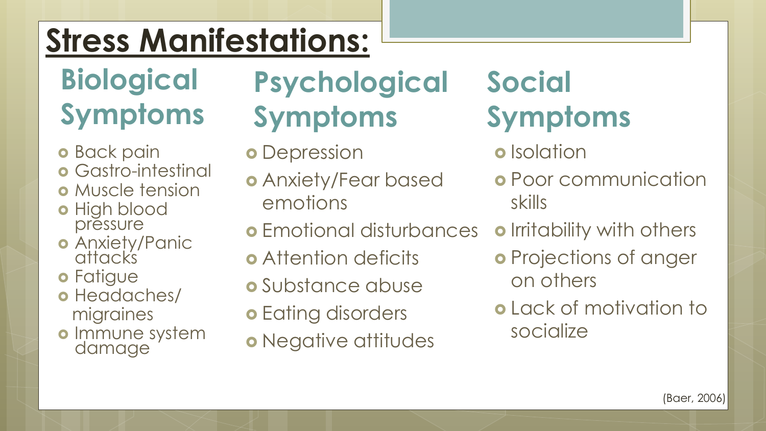# Stress Manifestations:

## Biological Symptoms

- Back pain
- Gastro-intestinal
- Muscle tension
- High blood pressure
- Anxiety/Panic attacks
- Fatigue
- Headaches/ migraines
- Immune system damage

## Psychological Symptoms

- Depression
- Anxiety/Fear based emotions
- Emotional disturbances
- Attention deficits
- Substance abuse
- Eating disorders
- Negative attitudes

## Social Symptoms

- Isolation
- Poor communication skills
- Irritability with others
- Projections of anger on others
- Lack of motivation to socialize

(Baer, 2006)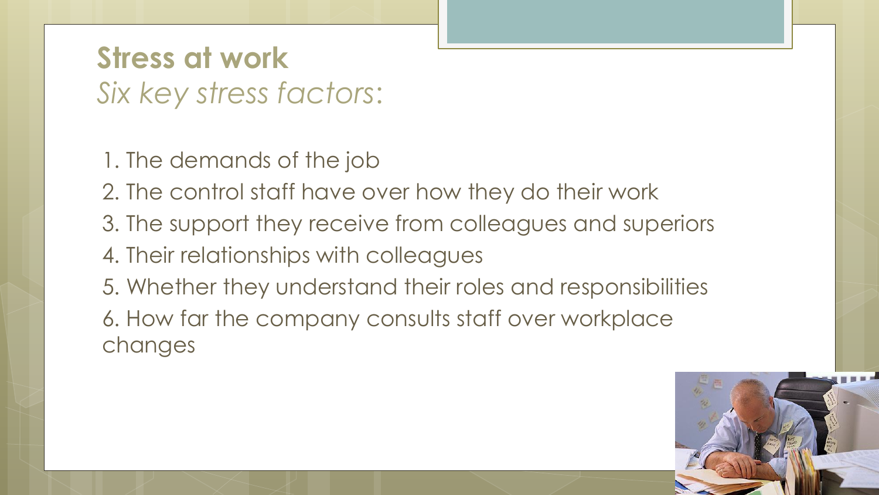## Stress at work

*Six key stress factors:*

1. The demands of the job
2. The control staff have over how they do their work
3. The support they receive from colleagues and superiors
4. Their relationships with colleagues
5. Whether they understand their roles and responsibilities
6. How far the company consults staff over workplace changes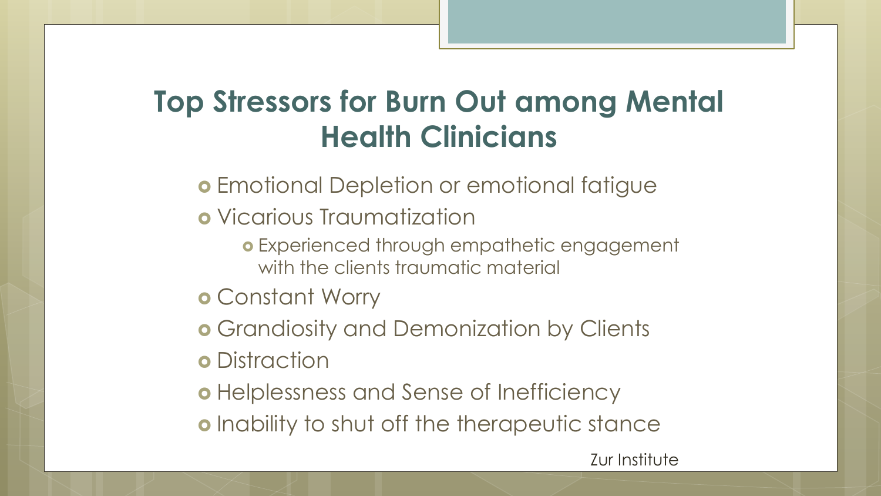# Top Stressors for Burn Out among Mental Health Clinicians

- Emotional Depletion or emotional fatigue
- Vicarious Traumatization
  - Experienced through empathetic engagement with the clients traumatic material
- Constant Worry
- Grandiosity and Demonization by Clients
- Distraction
- Helplessness and Sense of Inefficiency
- Inability to shut off the therapeutic stance

Zur Institute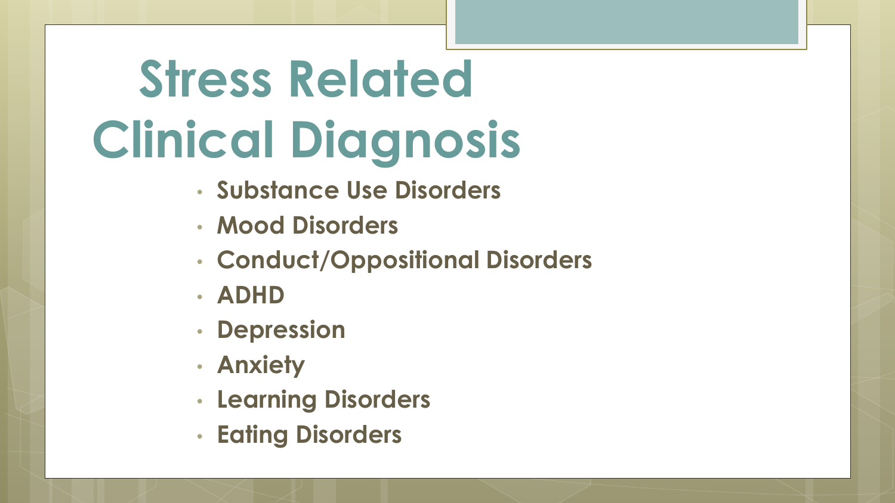# Stress Related Clinical Diagnosis

- **Substance Use Disorders**
- **Mood Disorders**
- **Conduct/Oppositional Disorders**
- **ADHD**
- **Depression**
- **Anxiety**
- **Learning Disorders**
- **Eating Disorders**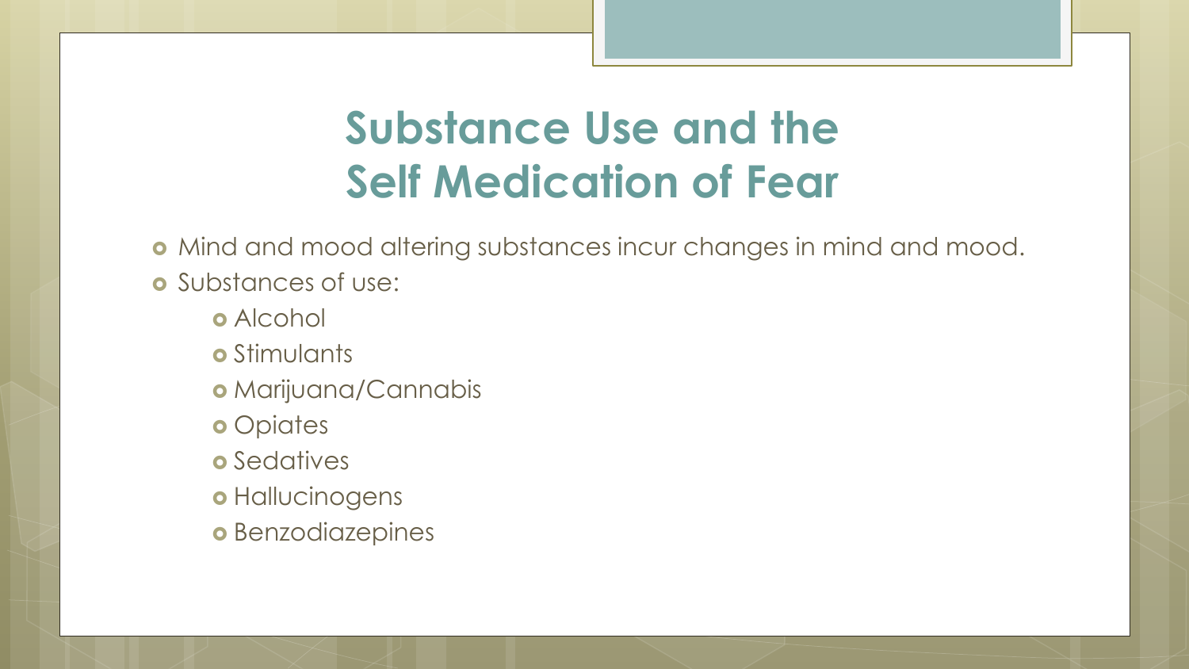# Substance Use and the Self Medication of Fear

- Mind and mood altering substances incur changes in mind and mood.
- Substances of use:
  - Alcohol
  - Stimulants
  - Marijuana/Cannabis
  - Opiates
  - Sedatives
  - Hallucinogens
  - Benzodiazepines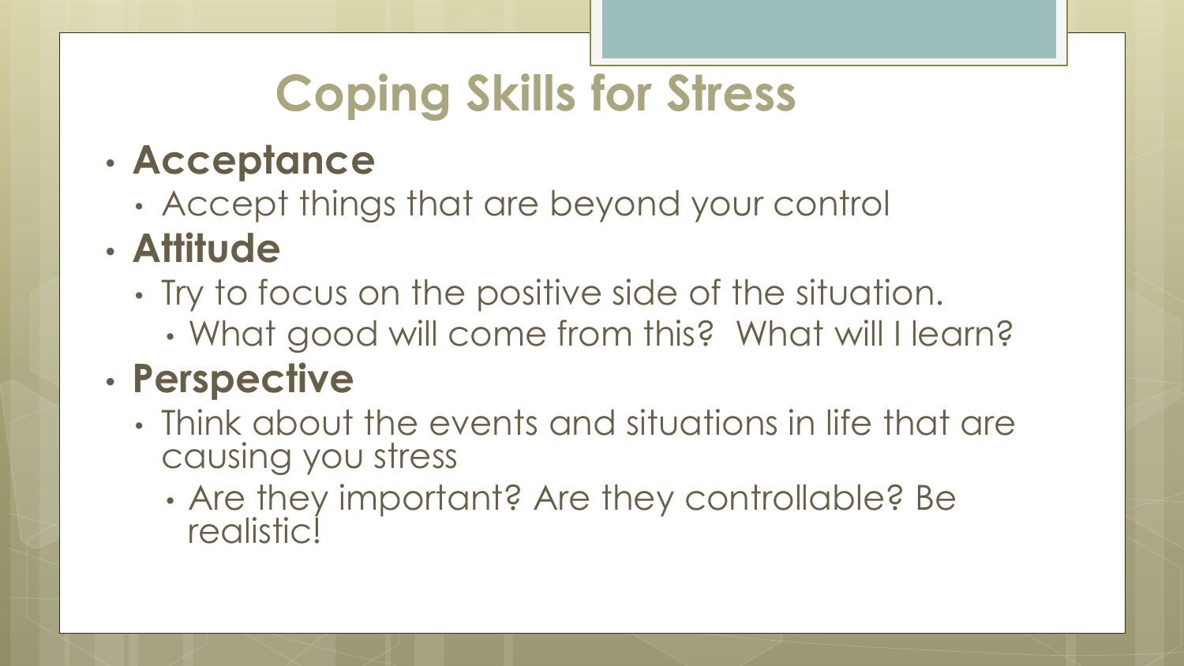# Coping Skills for Stress

- **Acceptance**
  - Accept things that are beyond your control
- **Attitude**
  - Try to focus on the positive side of the situation.
    - What good will come from this? What will I learn?
- **Perspective**
  - Think about the events and situations in life that are causing you stress
    - Are they important? Are they controllable? Be realistic!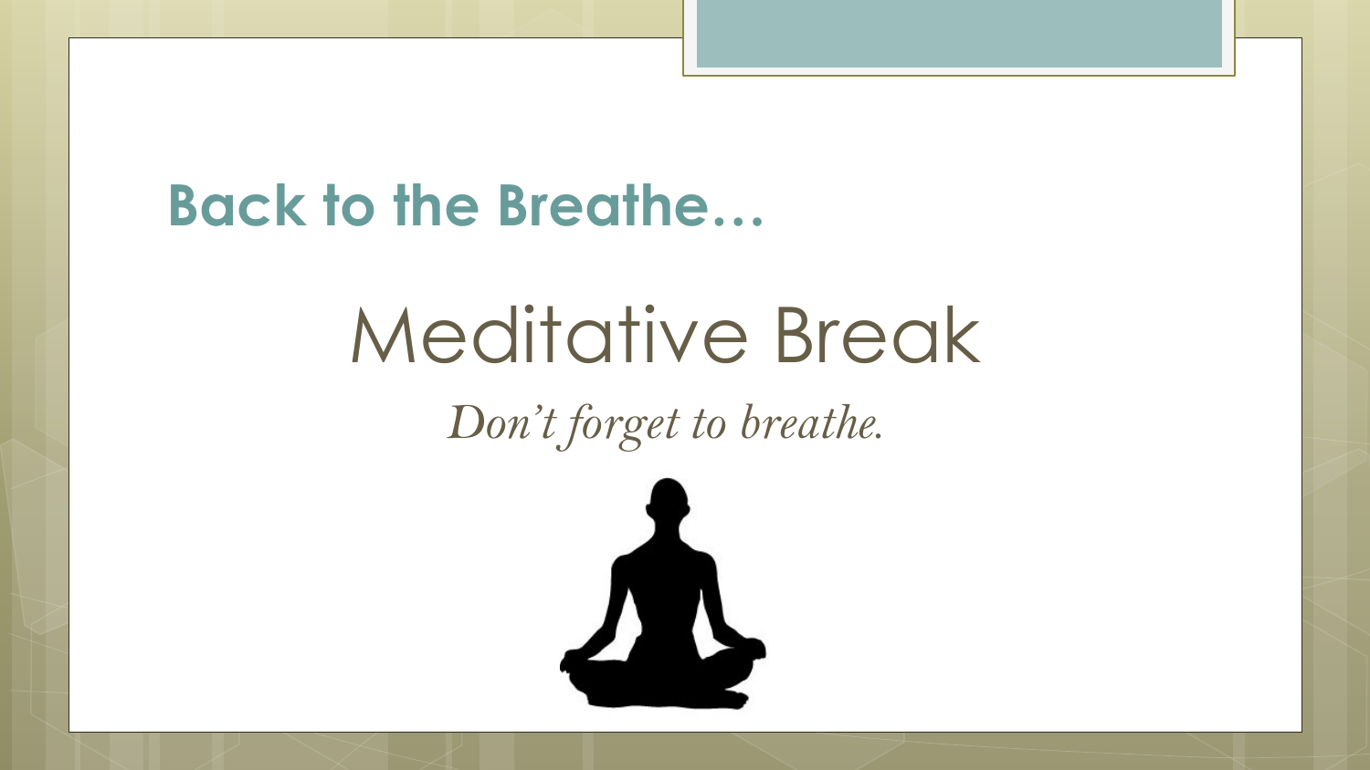## Back to the Breathe…

# Meditative Break

*Don't forget to breathe.*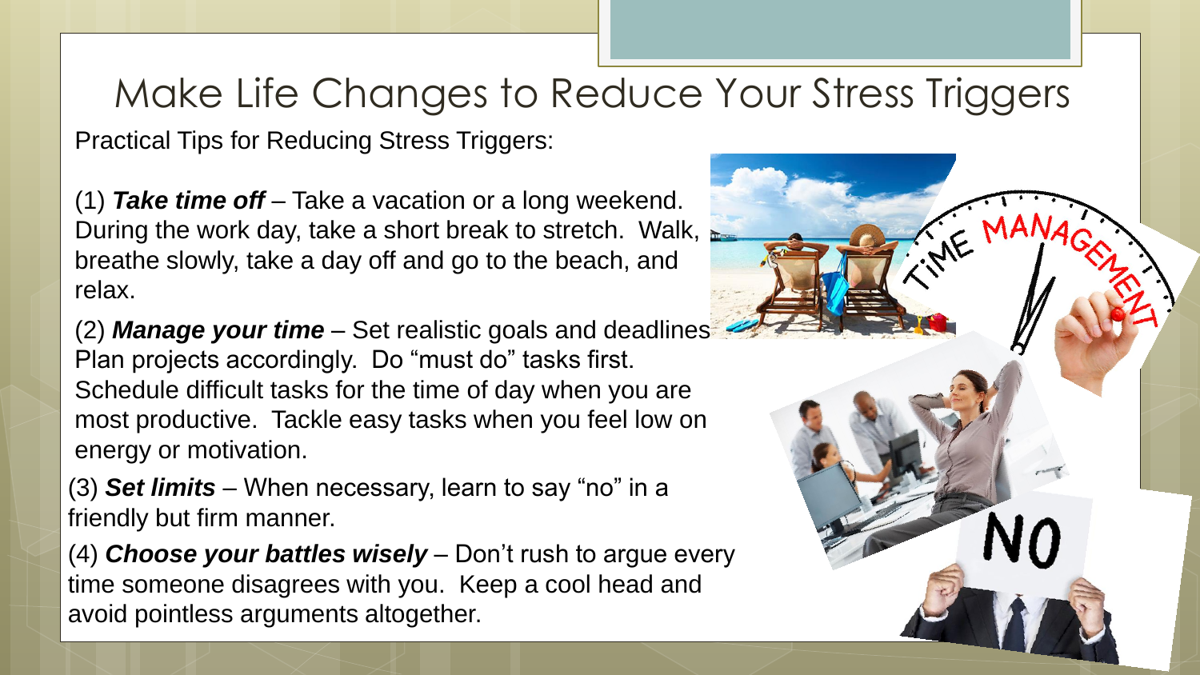# Make Life Changes to Reduce Your Stress Triggers

Practical Tips for Reducing Stress Triggers:

(1) ***Take time off*** – Take a vacation or a long weekend. During the work day, take a short break to stretch. Walk, breathe slowly, take a day off and go to the beach, and relax.

(2) ***Manage your time*** – Set realistic goals and deadlines. Plan projects accordingly. Do "must do" tasks first. Schedule difficult tasks for the time of day when you are most productive. Tackle easy tasks when you feel low on energy or motivation.

(3) ***Set limits*** – When necessary, learn to say "no" in a friendly but firm manner.

(4) ***Choose your battles wisely*** – Don't rush to argue every time someone disagrees with you. Keep a cool head and avoid pointless arguments altogether.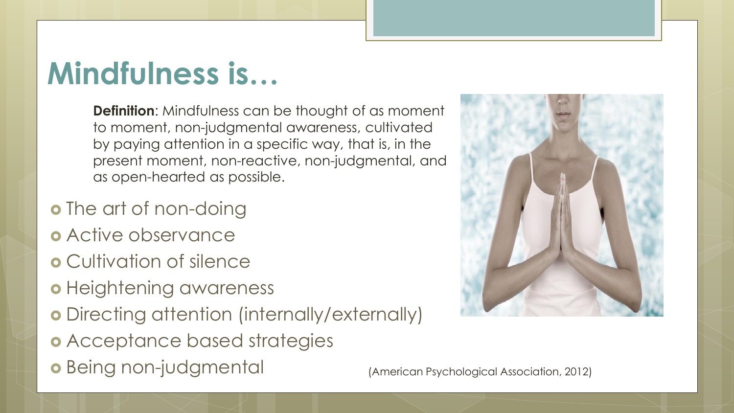# Mindfulness is…

**Definition**: Mindfulness can be thought of as moment to moment, non-judgmental awareness, cultivated by paying attention in a specific way, that is, in the present moment, non-reactive, non-judgmental, and as open-hearted as possible.

- The art of non-doing
- Active observance
- Cultivation of silence
- Heightening awareness
- Directing attention (internally/externally)
- Acceptance based strategies
- Being non-judgmental

(American Psychological Association, 2012)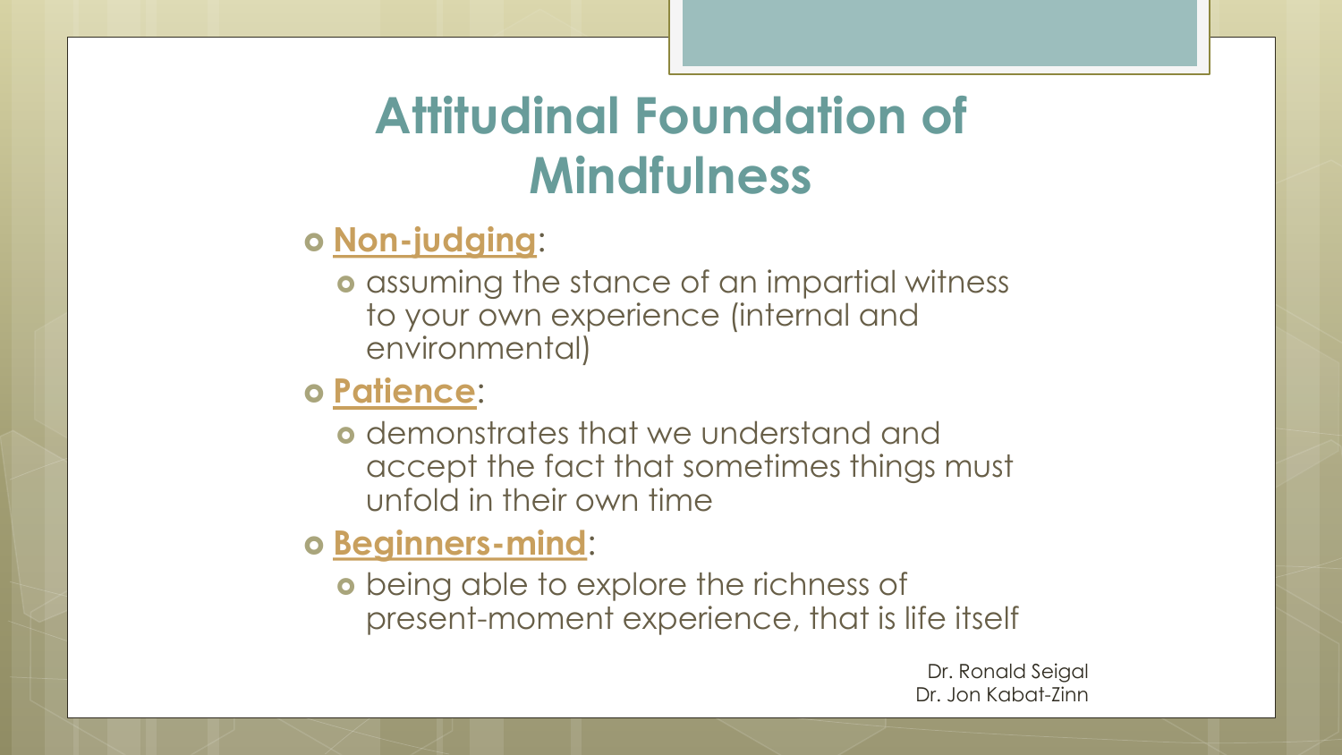# Attitudinal Foundation of Mindfulness

- **Non-judging**:
  - assuming the stance of an impartial witness to your own experience (internal and environmental)
- **Patience**:
  - demonstrates that we understand and accept the fact that sometimes things must unfold in their own time
- **Beginners-mind**:
  - being able to explore the richness of present-moment experience, that is life itself

Dr. Ronald Seigal
Dr. Jon Kabat-Zinn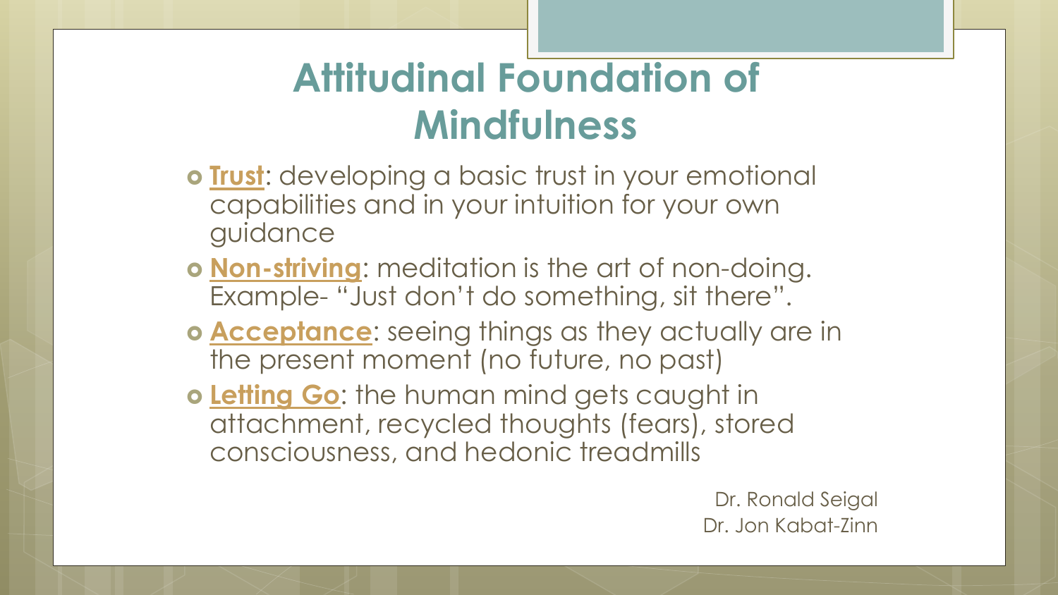# Attitudinal Foundation of Mindfulness

- **Trust**: developing a basic trust in your emotional capabilities and in your intuition for your own guidance
- **Non-striving**: meditation is the art of non-doing. Example- "Just don't do something, sit there".
- **Acceptance**: seeing things as they actually are in the present moment (no future, no past)
- **Letting Go**: the human mind gets caught in attachment, recycled thoughts (fears), stored consciousness, and hedonic treadmills

Dr. Ronald Seigal
Dr. Jon Kabat-Zinn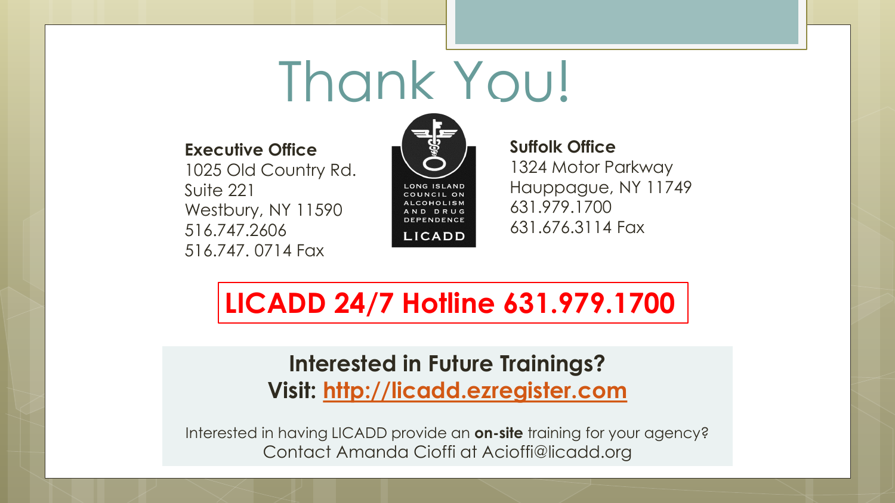# Thank You!

**Executive Office**
1025 Old Country Rd.
Suite 221
Westbury, NY 11590
516.747.2606
516.747. 0714 Fax

LONG ISLAND COUNCIL ON ALCOHOLISM AND DRUG DEPENDENCE
LICADD

**Suffolk Office**
1324 Motor Parkway
Hauppague, NY 11749
631.979.1700
631.676.3114 Fax

**LICADD 24/7 Hotline 631.979.1700**

**Interested in Future Trainings?**
**Visit: http://licadd.ezregister.com**

Interested in having LICADD provide an **on-site** training for your agency?
Contact Amanda Cioffi at Acioffi@licadd.org